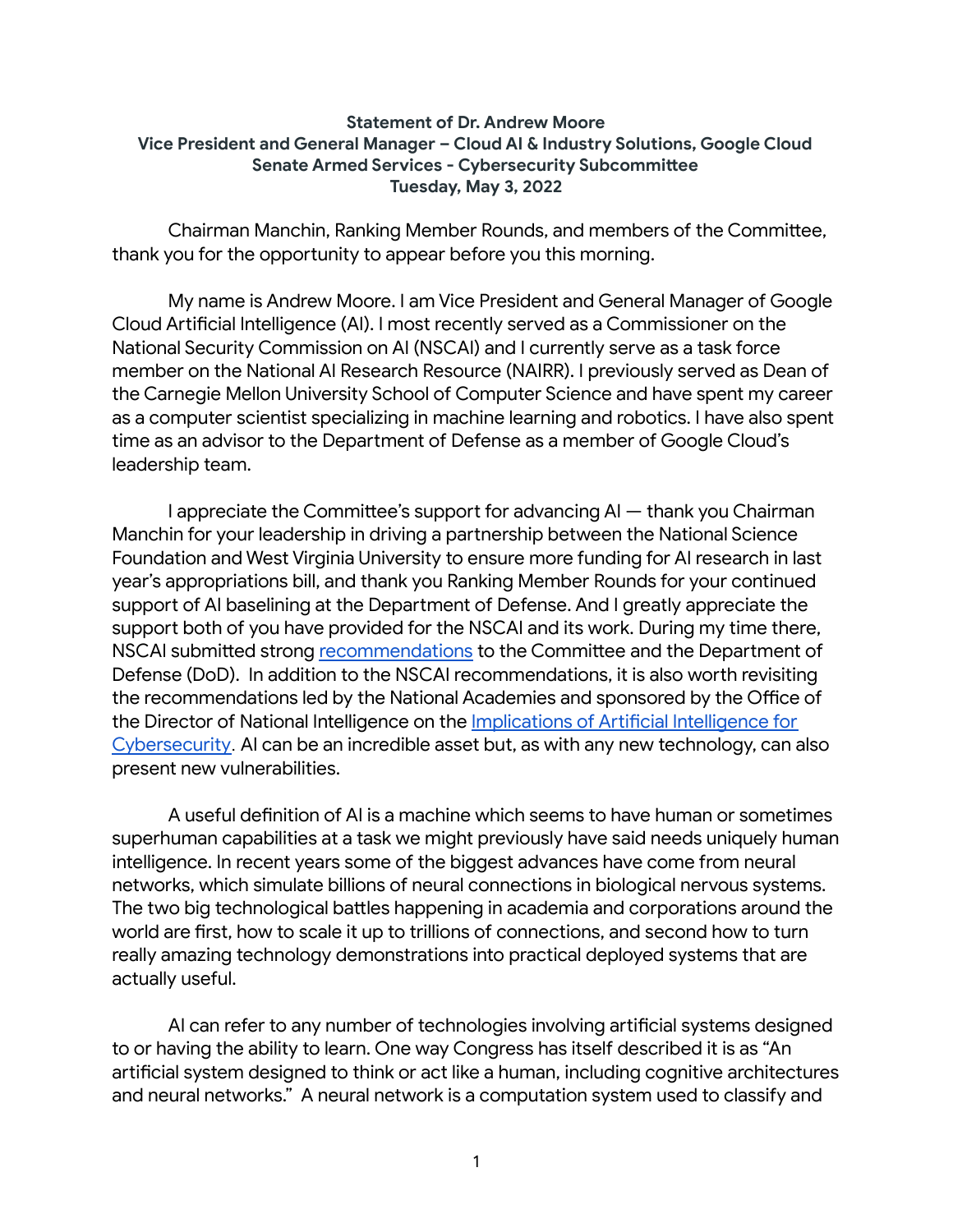**Statement of Dr. Andrew Moore**
**Vice President and General Manager – Cloud AI & Industry Solutions, Google Cloud**
**Senate Armed Services - Cybersecurity Subcommittee**
**Tuesday, May 3, 2022**

Chairman Manchin, Ranking Member Rounds, and members of the Committee, thank you for the opportunity to appear before you this morning.

My name is Andrew Moore. I am Vice President and General Manager of Google Cloud Artificial Intelligence (AI). I most recently served as a Commissioner on the National Security Commission on AI (NSCAI) and I currently serve as a task force member on the National AI Research Resource (NAIRR). I previously served as Dean of the Carnegie Mellon University School of Computer Science and have spent my career as a computer scientist specializing in machine learning and robotics. I have also spent time as an advisor to the Department of Defense as a member of Google Cloud's leadership team.

I appreciate the Committee's support for advancing AI — thank you Chairman Manchin for your leadership in driving a partnership between the National Science Foundation and West Virginia University to ensure more funding for AI research in last year's appropriations bill, and thank you Ranking Member Rounds for your continued support of AI baselining at the Department of Defense. And I greatly appreciate the support both of you have provided for the NSCAI and its work. During my time there, NSCAI submitted strong recommendations to the Committee and the Department of Defense (DoD). In addition to the NSCAI recommendations, it is also worth revisiting the recommendations led by the National Academies and sponsored by the Office of the Director of National Intelligence on the Implications of Artificial Intelligence for Cybersecurity. AI can be an incredible asset but, as with any new technology, can also present new vulnerabilities.

A useful definition of AI is a machine which seems to have human or sometimes superhuman capabilities at a task we might previously have said needs uniquely human intelligence. In recent years some of the biggest advances have come from neural networks, which simulate billions of neural connections in biological nervous systems. The two big technological battles happening in academia and corporations around the world are first, how to scale it up to trillions of connections, and second how to turn really amazing technology demonstrations into practical deployed systems that are actually useful.

AI can refer to any number of technologies involving artificial systems designed to or having the ability to learn. One way Congress has itself described it is as "An artificial system designed to think or act like a human, including cognitive architectures and neural networks." A neural network is a computation system used to classify and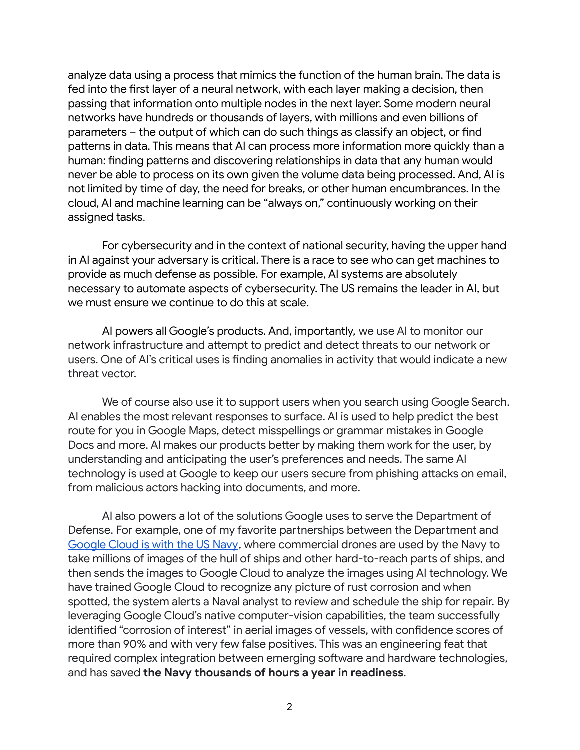analyze data using a process that mimics the function of the human brain. The data is fed into the first layer of a neural network, with each layer making a decision, then passing that information onto multiple nodes in the next layer. Some modern neural networks have hundreds or thousands of layers, with millions and even billions of parameters – the output of which can do such things as classify an object, or find patterns in data. This means that AI can process more information more quickly than a human: finding patterns and discovering relationships in data that any human would never be able to process on its own given the volume data being processed. And, AI is not limited by time of day, the need for breaks, or other human encumbrances. In the cloud, AI and machine learning can be "always on," continuously working on their assigned tasks.

For cybersecurity and in the context of national security, having the upper hand in AI against your adversary is critical. There is a race to see who can get machines to provide as much defense as possible. For example, AI systems are absolutely necessary to automate aspects of cybersecurity. The US remains the leader in AI, but we must ensure we continue to do this at scale.

AI powers all Google's products. And, importantly, we use AI to monitor our network infrastructure and attempt to predict and detect threats to our network or users. One of AI's critical uses is finding anomalies in activity that would indicate a new threat vector.

We of course also use it to support users when you search using Google Search. AI enables the most relevant responses to surface. AI is used to help predict the best route for you in Google Maps, detect misspellings or grammar mistakes in Google Docs and more. AI makes our products better by making them work for the user, by understanding and anticipating the user's preferences and needs. The same AI technology is used at Google to keep our users secure from phishing attacks on email, from malicious actors hacking into documents, and more.

AI also powers a lot of the solutions Google uses to serve the Department of Defense. For example, one of my favorite partnerships between the Department and Google Cloud is with the US Navy, where commercial drones are used by the Navy to take millions of images of the hull of ships and other hard-to-reach parts of ships, and then sends the images to Google Cloud to analyze the images using AI technology. We have trained Google Cloud to recognize any picture of rust corrosion and when spotted, the system alerts a Naval analyst to review and schedule the ship for repair. By leveraging Google Cloud's native computer-vision capabilities, the team successfully identified "corrosion of interest" in aerial images of vessels, with confidence scores of more than 90% and with very few false positives. This was an engineering feat that required complex integration between emerging software and hardware technologies, and has saved **the Navy thousands of hours a year in readiness**.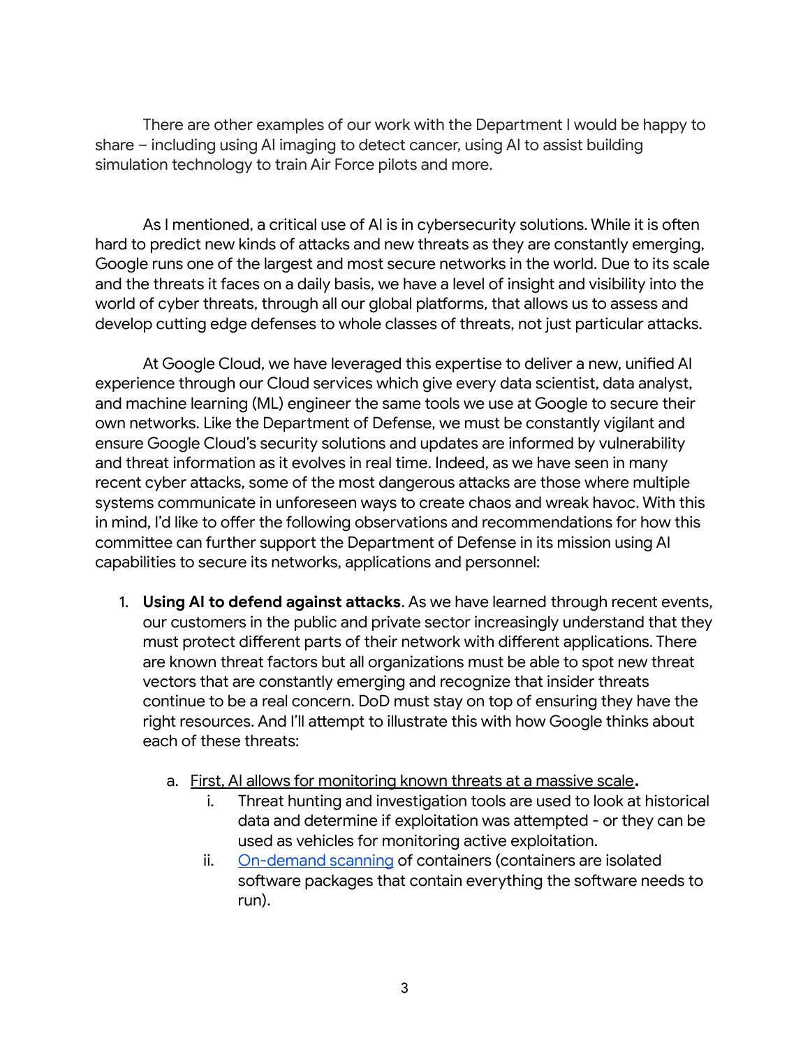There are other examples of our work with the Department I would be happy to share – including using AI imaging to detect cancer, using AI to assist building simulation technology to train Air Force pilots and more.

As I mentioned, a critical use of AI is in cybersecurity solutions. While it is often hard to predict new kinds of attacks and new threats as they are constantly emerging, Google runs one of the largest and most secure networks in the world. Due to its scale and the threats it faces on a daily basis, we have a level of insight and visibility into the world of cyber threats, through all our global platforms, that allows us to assess and develop cutting edge defenses to whole classes of threats, not just particular attacks.

At Google Cloud, we have leveraged this expertise to deliver a new, unified AI experience through our Cloud services which give every data scientist, data analyst, and machine learning (ML) engineer the same tools we use at Google to secure their own networks. Like the Department of Defense, we must be constantly vigilant and ensure Google Cloud's security solutions and updates are informed by vulnerability and threat information as it evolves in real time. Indeed, as we have seen in many recent cyber attacks, some of the most dangerous attacks are those where multiple systems communicate in unforeseen ways to create chaos and wreak havoc. With this in mind, I'd like to offer the following observations and recommendations for how this committee can further support the Department of Defense in its mission using AI capabilities to secure its networks, applications and personnel:

1. **Using AI to defend against attacks**. As we have learned through recent events, our customers in the public and private sector increasingly understand that they must protect different parts of their network with different applications. There are known threat factors but all organizations must be able to spot new threat vectors that are constantly emerging and recognize that insider threats continue to be a real concern. DoD must stay on top of ensuring they have the right resources. And I'll attempt to illustrate this with how Google thinks about each of these threats:
    a. <u>First, AI allows for monitoring known threats at a massive scale</u>**.**
        i. Threat hunting and investigation tools are used to look at historical data and determine if exploitation was attempted - or they can be used as vehicles for monitoring active exploitation.
        ii. On-demand scanning of containers (containers are isolated software packages that contain everything the software needs to run).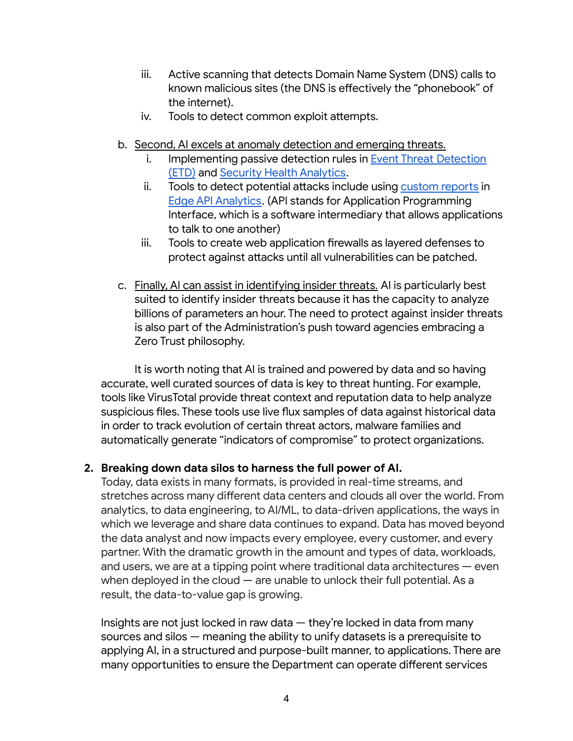iii. Active scanning that detects Domain Name System (DNS) calls to known malicious sites (the DNS is effectively the "phonebook" of the internet).
   iv. Tools to detect common exploit attempts.

b. <u>Second, AI excels at anomaly detection and emerging threats.</u>
   i. Implementing passive detection rules in [Event Threat Detection (ETD)]() and [Security Health Analytics]().
   ii. Tools to detect potential attacks include using [custom reports]() in [Edge API Analytics](). (API stands for Application Programming Interface, which is a software intermediary that allows applications to talk to one another)
   iii. Tools to create web application firewalls as layered defenses to protect against attacks until all vulnerabilities can be patched.

c. <u>Finally, AI can assist in identifying insider threats.</u> AI is particularly best suited to identify insider threats because it has the capacity to analyze billions of parameters an hour. The need to protect against insider threats is also part of the Administration's push toward agencies embracing a Zero Trust philosophy.

It is worth noting that AI is trained and powered by data and so having accurate, well curated sources of data is key to threat hunting. For example, tools like VirusTotal provide threat context and reputation data to help analyze suspicious files. These tools use live flux samples of data against historical data in order to track evolution of certain threat actors, malware families and automatically generate "indicators of compromise" to protect organizations.

**2. Breaking down data silos to harness the full power of AI.**

Today, data exists in many formats, is provided in real-time streams, and stretches across many different data centers and clouds all over the world. From analytics, to data engineering, to AI/ML, to data-driven applications, the ways in which we leverage and share data continues to expand. Data has moved beyond the data analyst and now impacts every employee, every customer, and every partner. With the dramatic growth in the amount and types of data, workloads, and users, we are at a tipping point where traditional data architectures — even when deployed in the cloud — are unable to unlock their full potential. As a result, the data-to-value gap is growing.

Insights are not just locked in raw data — they're locked in data from many sources and silos — meaning the ability to unify datasets is a prerequisite to applying AI, in a structured and purpose-built manner, to applications. There are many opportunities to ensure the Department can operate different services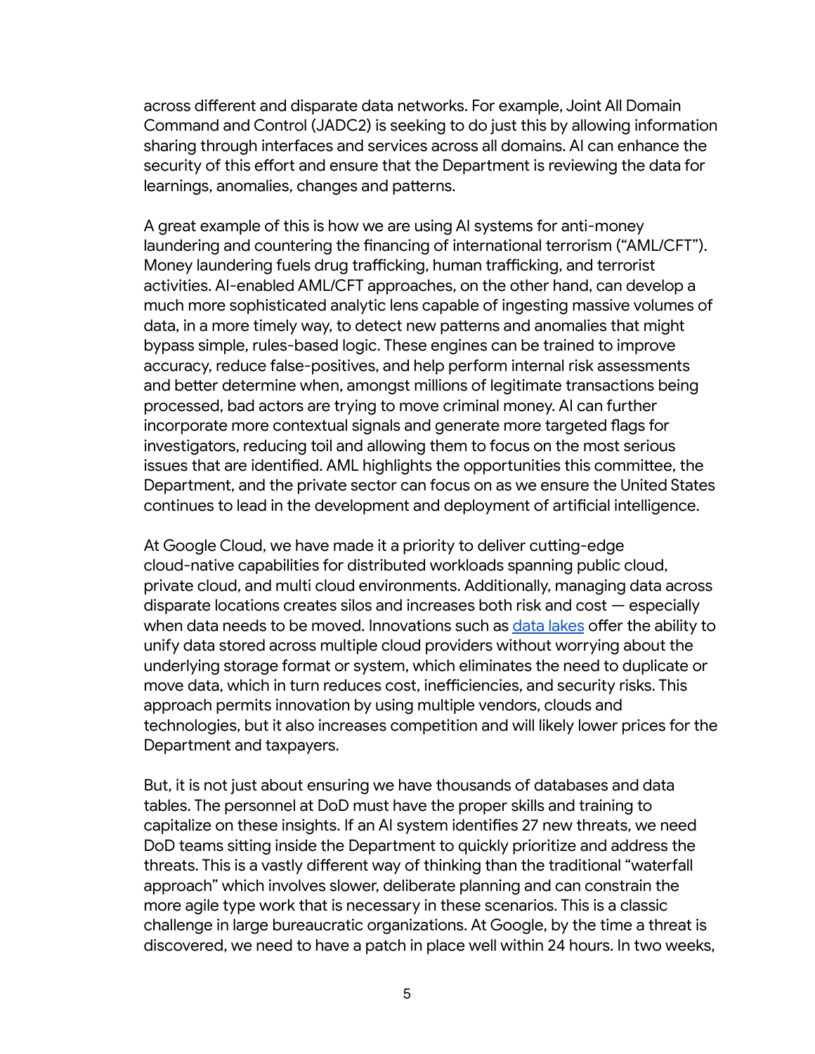across different and disparate data networks. For example, Joint All Domain Command and Control (JADC2) is seeking to do just this by allowing information sharing through interfaces and services across all domains. AI can enhance the security of this effort and ensure that the Department is reviewing the data for learnings, anomalies, changes and patterns.

A great example of this is how we are using AI systems for anti-money laundering and countering the financing of international terrorism ("AML/CFT"). Money laundering fuels drug trafficking, human trafficking, and terrorist activities. AI-enabled AML/CFT approaches, on the other hand, can develop a much more sophisticated analytic lens capable of ingesting massive volumes of data, in a more timely way, to detect new patterns and anomalies that might bypass simple, rules-based logic. These engines can be trained to improve accuracy, reduce false-positives, and help perform internal risk assessments and better determine when, amongst millions of legitimate transactions being processed, bad actors are trying to move criminal money. AI can further incorporate more contextual signals and generate more targeted flags for investigators, reducing toil and allowing them to focus on the most serious issues that are identified. AML highlights the opportunities this committee, the Department, and the private sector can focus on as we ensure the United States continues to lead in the development and deployment of artificial intelligence.

At Google Cloud, we have made it a priority to deliver cutting-edge cloud-native capabilities for distributed workloads spanning public cloud, private cloud, and multi cloud environments. Additionally, managing data across disparate locations creates silos and increases both risk and cost — especially when data needs to be moved. Innovations such as [data lakes](data lakes) offer the ability to unify data stored across multiple cloud providers without worrying about the underlying storage format or system, which eliminates the need to duplicate or move data, which in turn reduces cost, inefficiencies, and security risks. This approach permits innovation by using multiple vendors, clouds and technologies, but it also increases competition and will likely lower prices for the Department and taxpayers.

But, it is not just about ensuring we have thousands of databases and data tables. The personnel at DoD must have the proper skills and training to capitalize on these insights. If an AI system identifies 27 new threats, we need DoD teams sitting inside the Department to quickly prioritize and address the threats. This is a vastly different way of thinking than the traditional "waterfall approach" which involves slower, deliberate planning and can constrain the more agile type work that is necessary in these scenarios. This is a classic challenge in large bureaucratic organizations. At Google, by the time a threat is discovered, we need to have a patch in place well within 24 hours. In two weeks,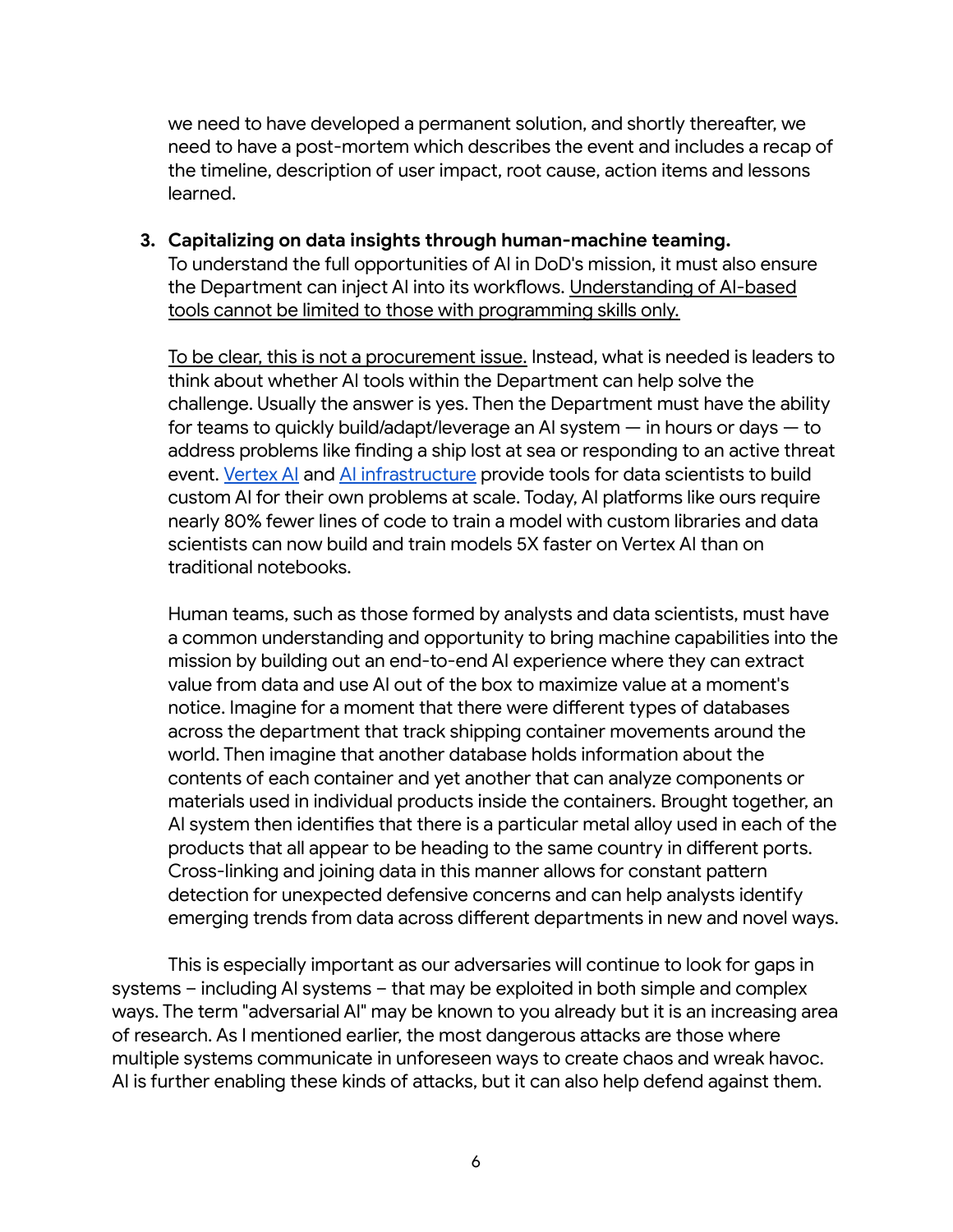we need to have developed a permanent solution, and shortly thereafter, we need to have a post-mortem which describes the event and includes a recap of the timeline, description of user impact, root cause, action items and lessons learned.

3. **Capitalizing on data insights through human-machine teaming.**
   To understand the full opportunities of AI in DoD's mission, it must also ensure the Department can inject AI into its workflows. <u>Understanding of AI-based tools cannot be limited to those with programming skills only.</u>

   <u>To be clear, this is not a procurement issue.</u> Instead, what is needed is leaders to think about whether AI tools within the Department can help solve the challenge. Usually the answer is yes. Then the Department must have the ability for teams to quickly build/adapt/leverage an AI system — in hours or days — to address problems like finding a ship lost at sea or responding to an active threat event. Vertex AI and AI infrastructure provide tools for data scientists to build custom AI for their own problems at scale. Today, AI platforms like ours require nearly 80% fewer lines of code to train a model with custom libraries and data scientists can now build and train models 5X faster on Vertex AI than on traditional notebooks.

   Human teams, such as those formed by analysts and data scientists, must have a common understanding and opportunity to bring machine capabilities into the mission by building out an end-to-end AI experience where they can extract value from data and use AI out of the box to maximize value at a moment's notice. Imagine for a moment that there were different types of databases across the department that track shipping container movements around the world. Then imagine that another database holds information about the contents of each container and yet another that can analyze components or materials used in individual products inside the containers. Brought together, an AI system then identifies that there is a particular metal alloy used in each of the products that all appear to be heading to the same country in different ports. Cross-linking and joining data in this manner allows for constant pattern detection for unexpected defensive concerns and can help analysts identify emerging trends from data across different departments in new and novel ways.

This is especially important as our adversaries will continue to look for gaps in systems – including AI systems – that may be exploited in both simple and complex ways. The term "adversarial AI" may be known to you already but it is an increasing area of research. As I mentioned earlier, the most dangerous attacks are those where multiple systems communicate in unforeseen ways to create chaos and wreak havoc. AI is further enabling these kinds of attacks, but it can also help defend against them.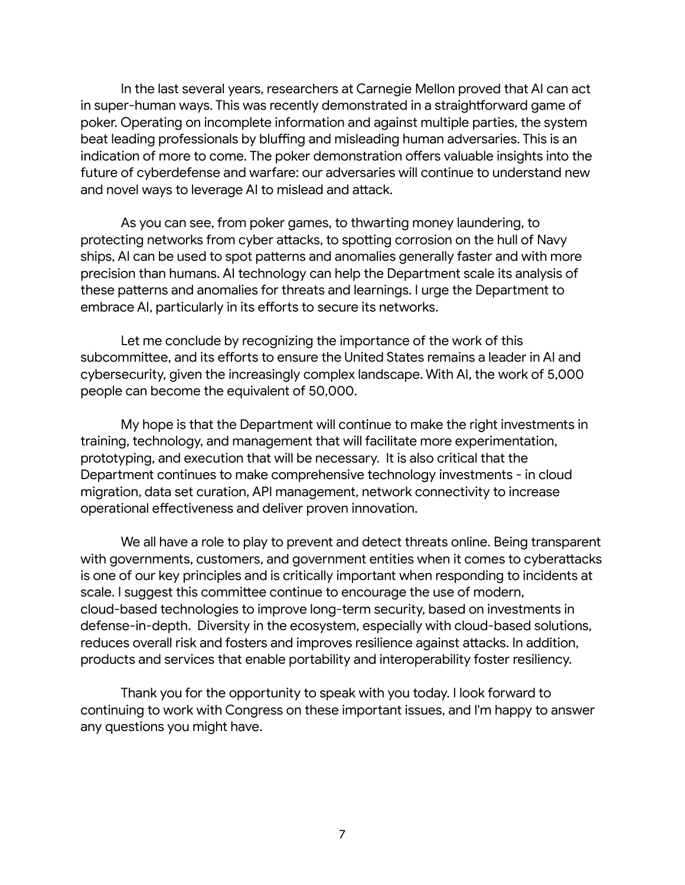In the last several years, researchers at Carnegie Mellon proved that AI can act in super-human ways. This was recently demonstrated in a straightforward game of poker. Operating on incomplete information and against multiple parties, the system beat leading professionals by bluffing and misleading human adversaries. This is an indication of more to come. The poker demonstration offers valuable insights into the future of cyberdefense and warfare: our adversaries will continue to understand new and novel ways to leverage AI to mislead and attack.

As you can see, from poker games, to thwarting money laundering, to protecting networks from cyber attacks, to spotting corrosion on the hull of Navy ships, AI can be used to spot patterns and anomalies generally faster and with more precision than humans. AI technology can help the Department scale its analysis of these patterns and anomalies for threats and learnings. I urge the Department to embrace AI, particularly in its efforts to secure its networks.

Let me conclude by recognizing the importance of the work of this subcommittee, and its efforts to ensure the United States remains a leader in AI and cybersecurity, given the increasingly complex landscape. With AI, the work of 5,000 people can become the equivalent of 50,000.

My hope is that the Department will continue to make the right investments in training, technology, and management that will facilitate more experimentation, prototyping, and execution that will be necessary. It is also critical that the Department continues to make comprehensive technology investments - in cloud migration, data set curation, API management, network connectivity to increase operational effectiveness and deliver proven innovation.

We all have a role to play to prevent and detect threats online. Being transparent with governments, customers, and government entities when it comes to cyberattacks is one of our key principles and is critically important when responding to incidents at scale. I suggest this committee continue to encourage the use of modern, cloud-based technologies to improve long-term security, based on investments in defense-in-depth. Diversity in the ecosystem, especially with cloud-based solutions, reduces overall risk and fosters and improves resilience against attacks. In addition, products and services that enable portability and interoperability foster resiliency.

Thank you for the opportunity to speak with you today. I look forward to continuing to work with Congress on these important issues, and I'm happy to answer any questions you might have.